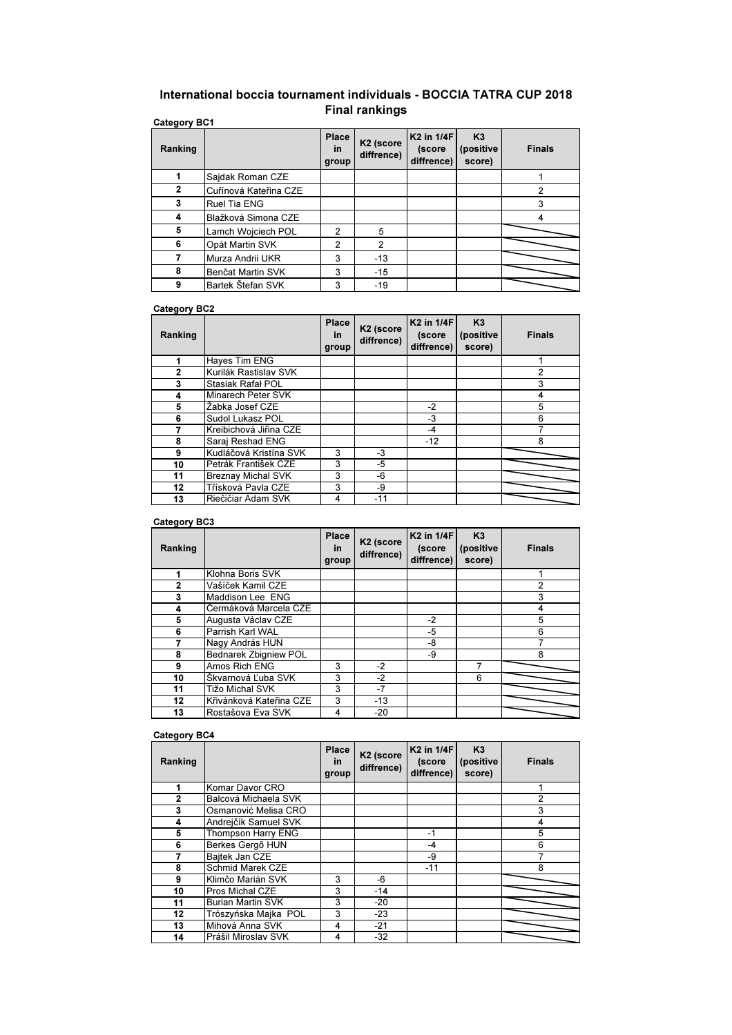# International boccia tournament individuals - BOCCIA TATRA CUP 2018

## Final rankings

**Category BC1**

| Ranking | | Place in group | K2 (score diffrence) | K2 in 1/4F (score diffrence) | K3 (positive score) | Finals |
|---|---|---|---|---|---|---|
| 1 | Sajdak Roman CZE | | | | | 1 |
| 2 | Cuřínová Kateřina CZE | | | | | 2 |
| 3 | Ruel Tia ENG | | | | | 3 |
| 4 | Blažková Simona CZE | | | | | 4 |
| 5 | Lamch Wojciech POL | 2 | 5 | | | |
| 6 | Opát Martin SVK | 2 | 2 | | | |
| 7 | Murza Andrii UKR | 3 | -13 | | | |
| 8 | Benčat Martin SVK | 3 | -15 | | | |
| 9 | Bartek Štefan SVK | 3 | -19 | | | |

**Category BC2**

| Ranking | | Place in group | K2 (score diffrence) | K2 in 1/4F (score diffrence) | K3 (positive score) | Finals |
|---|---|---|---|---|---|---|
| 1 | Hayes Tim ENG | | | | | 1 |
| 2 | Kurilák Rastislav SVK | | | | | 2 |
| 3 | Stasiak Rafał POL | | | | | 3 |
| 4 | Minarech Peter SVK | | | | | 4 |
| 5 | Žabka Josef CZE | | | -2 | | 5 |
| 6 | Sudol Lukasz POL | | | -3 | | 6 |
| 7 | Kreibichová Jiřina CZE | | | -4 | | 7 |
| 8 | Saraj Reshad ENG | | | -12 | | 8 |
| 9 | Kudláčová Kristína SVK | 3 | -3 | | | |
| 10 | Petrák František CZE | 3 | -5 | | | |
| 11 | Breznay Michal SVK | 3 | -6 | | | |
| 12 | Třísková Pavla CZE | 3 | -9 | | | |
| 13 | Riečičiar Adam SVK | 4 | -11 | | | |

**Category BC3**

| Ranking | | Place in group | K2 (score diffrence) | K2 in 1/4F (score diffrence) | K3 (positive score) | Finals |
|---|---|---|---|---|---|---|
| 1 | Klohna Boris SVK | | | | | 1 |
| 2 | Vašíček Kamil CZE | | | | | 2 |
| 3 | Maddison Lee ENG | | | | | 3 |
| 4 | Čermáková Marcela CZE | | | | | 4 |
| 5 | Augusta Václav CZE | | | -2 | | 5 |
| 6 | Parrish Karl WAL | | | -5 | | 6 |
| 7 | Nagy András HUN | | | -8 | | 7 |
| 8 | Bednarek Zbigniew POL | | | -9 | | 8 |
| 9 | Amos Rich ENG | 3 | -2 | | 7 | |
| 10 | Škvarnová Ľuba SVK | 3 | -2 | | 6 | |
| 11 | Tižo Michal SVK | 3 | -7 | | | |
| 12 | Křivánková Kateřina CZE | 3 | -13 | | | |
| 13 | Rostašova Eva SVK | 4 | -20 | | | |

**Category BC4**

| Ranking | | Place in group | K2 (score diffrence) | K2 in 1/4F (score diffrence) | K3 (positive score) | Finals |
|---|---|---|---|---|---|---|
| 1 | Komar Davor CRO | | | | | 1 |
| 2 | Balcová Michaela SVK | | | | | 2 |
| 3 | Osmanović Melisa CRO | | | | | 3 |
| 4 | Andrejčík Samuel SVK | | | | | 4 |
| 5 | Thompson Harry ENG | | | -1 | | 5 |
| 6 | Berkes Gergő HUN | | | -4 | | 6 |
| 7 | Bajtek Jan CZE | | | -9 | | 7 |
| 8 | Schmid Marek CZE | | | -11 | | 8 |
| 9 | Klimčo Marián SVK | 3 | -6 | | | |
| 10 | Pros Michal CZE | 3 | -14 | | | |
| 11 | Burian Martin SVK | 3 | -20 | | | |
| 12 | Tröszyńska Majka POL | 3 | -23 | | | |
| 13 | Mihová Anna SVK | 4 | -21 | | | |
| 14 | Prášil Miroslav SVK | 4 | -32 | | | |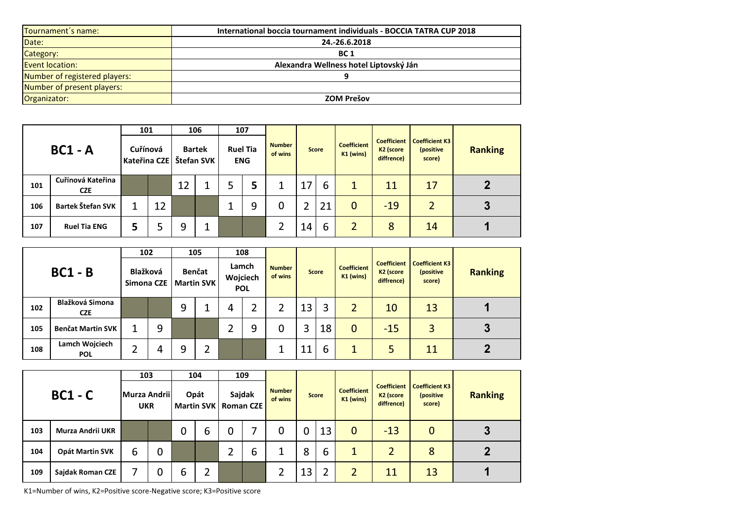| | |
|---|---|
| Tournament´s name: | International boccia tournament individuals - BOCCIA TATRA CUP 2018 |
| Date: | 24.-26.6.2018 |
| Category: | BC 1 |
| Event location: | Alexandra Wellness hotel Liptovský Ján |
| Number of registered players: | 9 |
| Number of present players: | |
| Organizator: | ZOM Prešov |

| BC1 - A | | 101 Cuřínová Kateřina CZE | | 106 Bartek Štefan SVK | | 107 Ruel Tia ENG | | Number of wins | Score | | Coefficient K1 (wins) | Coefficient K2 (score diffrence) | Coefficient K3 (positive score) | Ranking |
|---|---|---|---|---|---|---|---|---|---|---|---|---|---|---|
| 101 | Cuřínová Kateřina CZE | | | 12 | 1 | 5 | **5** | 1 | 17 | 6 | 1 | 11 | 17 | **2** |
| 106 | Bartek Štefan SVK | 1 | 12 | | | 1 | 9 | 0 | 2 | 21 | 0 | -19 | 2 | **3** |
| 107 | Ruel Tia ENG | **5** | 5 | 9 | 1 | | | 2 | 14 | 6 | 2 | 8 | 14 | **1** |

| BC1 - B | | 102 Blažková Simona CZE | | 105 Benčat Martin SVK | | 108 Lamch Wojciech POL | | Number of wins | Score | | Coefficient K1 (wins) | Coefficient K2 (score diffrence) | Coefficient K3 (positive score) | Ranking |
|---|---|---|---|---|---|---|---|---|---|---|---|---|---|---|
| 102 | Blažková Simona CZE | | | 9 | 1 | 4 | 2 | 2 | 13 | 3 | 2 | 10 | 13 | **1** |
| 105 | Benčat Martin SVK | 1 | 9 | | | 2 | 9 | 0 | 3 | 18 | 0 | -15 | 3 | **3** |
| 108 | Lamch Wojciech POL | 2 | 4 | 9 | 2 | | | 1 | 11 | 6 | 1 | 5 | 11 | **2** |

| BC1 - C | | 103 Murza Andrii UKR | | 104 Opát Martin SVK | | 109 Sajdak Roman CZE | | Number of wins | Score | | Coefficient K1 (wins) | Coefficient K2 (score diffrence) | Coefficient K3 (positive score) | Ranking |
|---|---|---|---|---|---|---|---|---|---|---|---|---|---|---|
| 103 | Murza Andrii UKR | | | 0 | 6 | 0 | 7 | 0 | 0 | 13 | 0 | -13 | 0 | **3** |
| 104 | Opát Martin SVK | 6 | 0 | | | 2 | 6 | 1 | 8 | 6 | 1 | 2 | 8 | **2** |
| 109 | Sajdak Roman CZE | 7 | 0 | 6 | 2 | | | 2 | 13 | 2 | 2 | 11 | 13 | **1** |

K1=Number of wins, K2=Positive score-Negative score; K3=Positive score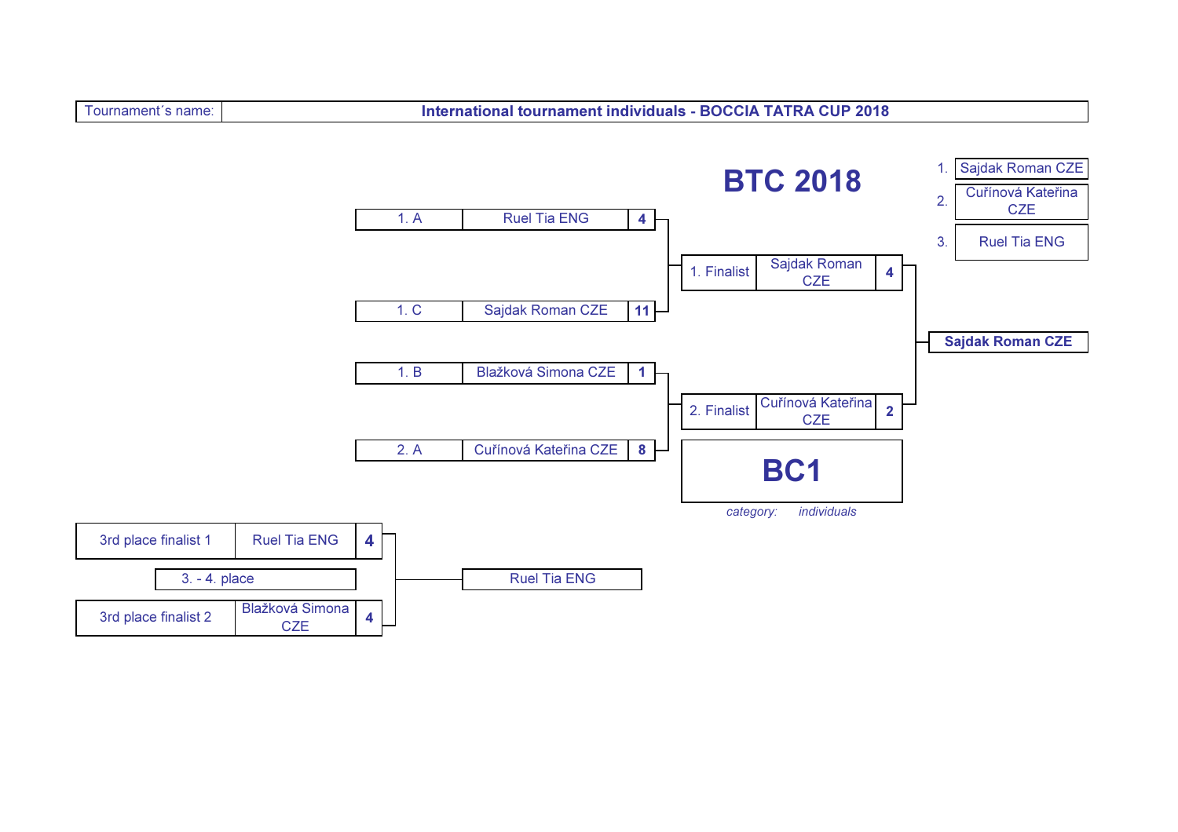| Tournament´s name: | International tournament individuals - BOCCIA TATRA CUP 2018 |
|---|---|

# BTC 2018

| Place | Name |
|---|---|
| 1. | Sajdak Roman CZE |
| 2. | Cuřínová Kateřina CZE |
| 3. | Ruel Tia ENG |

## Semifinals

| Seed | Player | Score |
|---|---|---|
| 1. A | Ruel Tia ENG | 4 |
| 1. C | Sajdak Roman CZE | 11 |
| 1. B | Blažková Simona CZE | 1 |
| 2. A | Cuřínová Kateřina CZE | 8 |

## Final

| | Player | Score |
|---|---|---|
| 1. Finalist | Sajdak Roman CZE | 4 |
| 2. Finalist | Cuřínová Kateřina CZE | 2 |

Winner: **Sajdak Roman CZE**

# BC1

*category: individuals*

## 3. - 4. place

| | Player | Score |
|---|---|---|
| 3rd place finalist 1 | Ruel Tia ENG | 4 |
| 3rd place finalist 2 | Blažková Simona CZE | 4 |

Winner: Ruel Tia ENG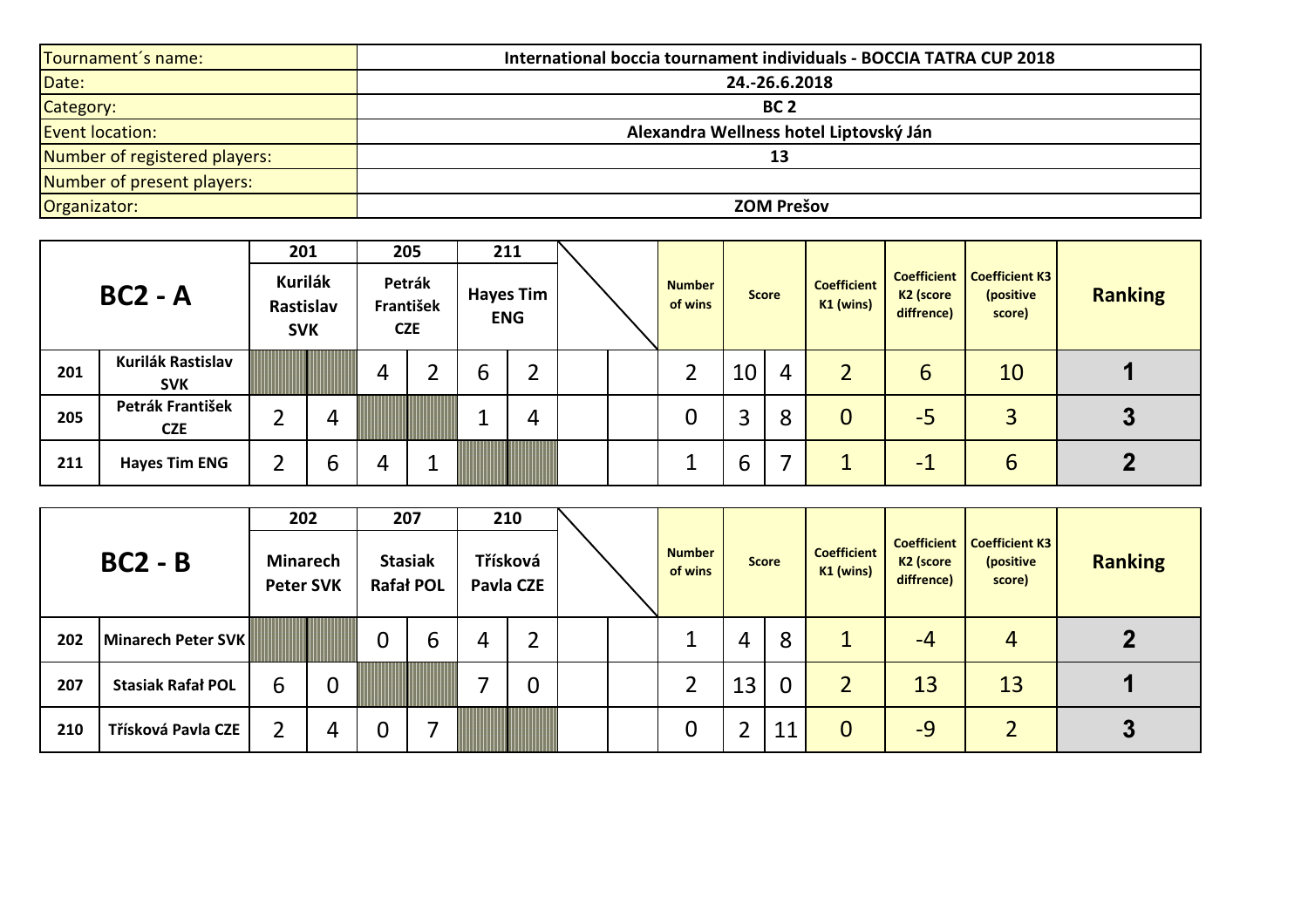| | |
|---|---|
| Tournament´s name: | International boccia tournament individuals - BOCCIA TATRA CUP 2018 |
| Date: | 24.-26.6.2018 |
| Category: | BC 2 |
| Event location: | Alexandra Wellness hotel Liptovský Ján |
| Number of registered players: | 13 |
| Number of present players: | |
| Organizator: | ZOM Prešov |

| BC2 - A | | 201 | | 205 | | 211 | | | | Number of wins | Score | | Coefficient K1 (wins) | Coefficient K2 (score diffrence) | Coefficient K3 (positive score) | Ranking |
|---|---|---|---|---|---|---|---|---|---|---|---|---|---|---|---|---|
| | | Kurilák Rastislav SVK | | Petrák František CZE | | Hayes Tim ENG | | | | | | | | | | |
| 201 | Kurilák Rastislav SVK | | | 4 | 2 | 6 | 2 | | | 2 | 10 | 4 | 2 | 6 | 10 | 1 |
| 205 | Petrák František CZE | 2 | 4 | | | 1 | 4 | | | 0 | 3 | 8 | 0 | -5 | 3 | 3 |
| 211 | Hayes Tim ENG | 2 | 6 | 4 | 1 | | | | | 1 | 6 | 7 | 1 | -1 | 6 | 2 |

| BC2 - B | | 202 | | 207 | | 210 | | | | Number of wins | Score | | Coefficient K1 (wins) | Coefficient K2 (score diffrence) | Coefficient K3 (positive score) | Ranking |
|---|---|---|---|---|---|---|---|---|---|---|---|---|---|---|---|---|
| | | Minarech Peter SVK | | Stasiak Rafał POL | | Třísková Pavla CZE | | | | | | | | | | |
| 202 | Minarech Peter SVK | | | 0 | 6 | 4 | 2 | | | 1 | 4 | 8 | 1 | -4 | 4 | 2 |
| 207 | Stasiak Rafał POL | 6 | 0 | | | 7 | 0 | | | 2 | 13 | 0 | 2 | 13 | 13 | 1 |
| 210 | Třísková Pavla CZE | 2 | 4 | 0 | 7 | | | | | 0 | 2 | 11 | 0 | -9 | 2 | 3 |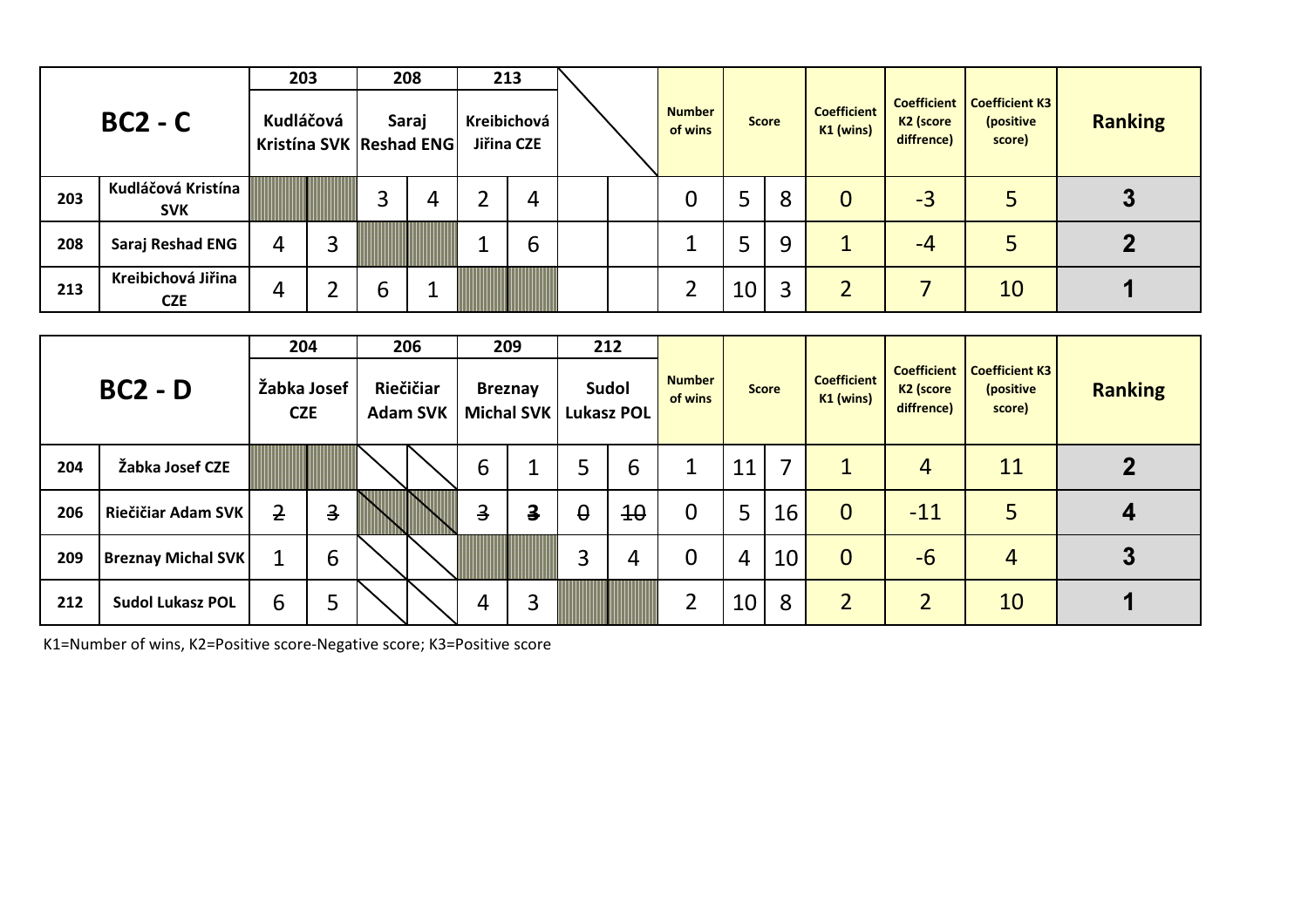| BC2 - C | | 203 | | 208 | | 213 | | | | Number of wins | Score | | Coefficient K1 (wins) | Coefficient K2 (score diffrence) | Coefficient K3 (positive score) | Ranking |
|---|---|---|---|---|---|---|---|---|---|---|---|---|---|---|---|---|
| | | Kudláčová Kristína SVK | | Saraj Reshad ENG | | Kreibichová Jiřina CZE | | | | | | | | | | |
| 203 | Kudláčová Kristína SVK | | | 3 | 4 | 2 | 4 | | | 0 | 5 | 8 | 0 | -3 | 5 | 3 |
| 208 | Saraj Reshad ENG | 4 | 3 | | | 1 | 6 | | | 1 | 5 | 9 | 1 | -4 | 5 | 2 |
| 213 | Kreibichová Jiřina CZE | 4 | 2 | 6 | 1 | | | | | 2 | 10 | 3 | 2 | 7 | 10 | 1 |

| BC2 - D | | 204 | | 206 | | 209 | | 212 | | Number of wins | Score | | Coefficient K1 (wins) | Coefficient K2 (score diffrence) | Coefficient K3 (positive score) | Ranking |
|---|---|---|---|---|---|---|---|---|---|---|---|---|---|---|---|---|
| | | Žabka Josef CZE | | Riečičiar Adam SVK | | Breznay Michal SVK | | Sudol Lukasz POL | | | | | | | | |
| 204 | Žabka Josef CZE | | | | | 6 | 1 | 5 | 6 | 1 | 11 | 7 | 1 | 4 | 11 | 2 |
| 206 | Riečičiar Adam SVK | ~~2~~ | ~~3~~ | | | ~~3~~ | ~~3~~ | ~~0~~ | ~~10~~ | 0 | 5 | 16 | 0 | -11 | 5 | 4 |
| 209 | Breznay Michal SVK | 1 | 6 | | | | | 3 | 4 | 0 | 4 | 10 | 0 | -6 | 4 | 3 |
| 212 | Sudol Lukasz POL | 6 | 5 | | | 4 | 3 | | | 2 | 10 | 8 | 2 | 2 | 10 | 1 |

K1=Number of wins, K2=Positive score-Negative score; K3=Positive score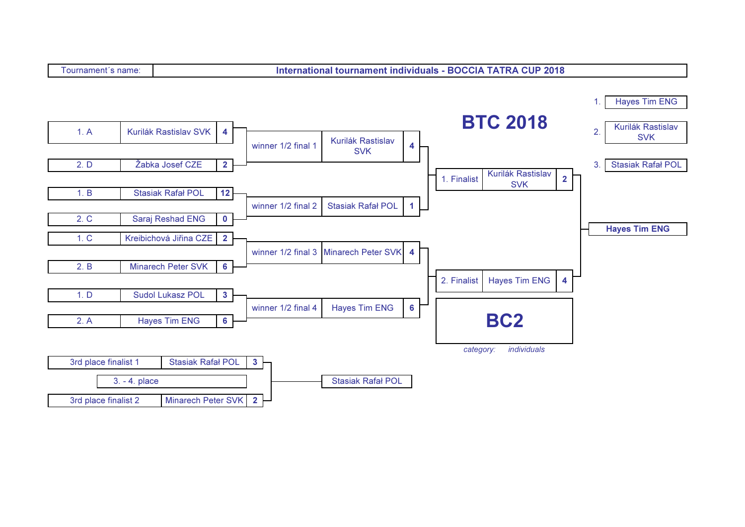| Tournament´s name: | International tournament individuals - BOCCIA TATRA CUP 2018 |
|---|---|

# BTC 2018

| Place | Name |
|---|---|
| 1. | Hayes Tim ENG |
| 2. | Kurilák Rastislav SVK |
| 3. | Stasiak Rafał POL |

## Quarterfinals

| Position | Player | Score |
|---|---|---|
| 1. A | Kurilák Rastislav SVK | 4 |
| 2. D | Žabka Josef CZE | 2 |
| 1. B | Stasiak Rafał POL | 12 |
| 2. C | Saraj Reshad ENG | 0 |
| 1. C | Kreibichová Jiřina CZE | 2 |
| 2. B | Minarech Peter SVK | 6 |
| 1. D | Sudol Lukasz POL | 3 |
| 2. A | Hayes Tim ENG | 6 |

## Semifinals

| Position | Player | Score |
|---|---|---|
| winner 1/2 final 1 | Kurilák Rastislav SVK | 4 |
| winner 1/2 final 2 | Stasiak Rafał POL | 1 |
| winner 1/2 final 3 | Minarech Peter SVK | 4 |
| winner 1/2 final 4 | Hayes Tim ENG | 6 |

## Final

| Position | Player | Score |
|---|---|---|
| 1. Finalist | Kurilák Rastislav SVK | 2 |
| 2. Finalist | Hayes Tim ENG | 4 |

Winner: **Hayes Tim ENG**

## 3. - 4. place

| Position | Player | Score |
|---|---|---|
| 3rd place finalist 1 | Stasiak Rafał POL | 3 |
| 3rd place finalist 2 | Minarech Peter SVK | 2 |

Winner: Stasiak Rafał POL

# BC2

*category: individuals*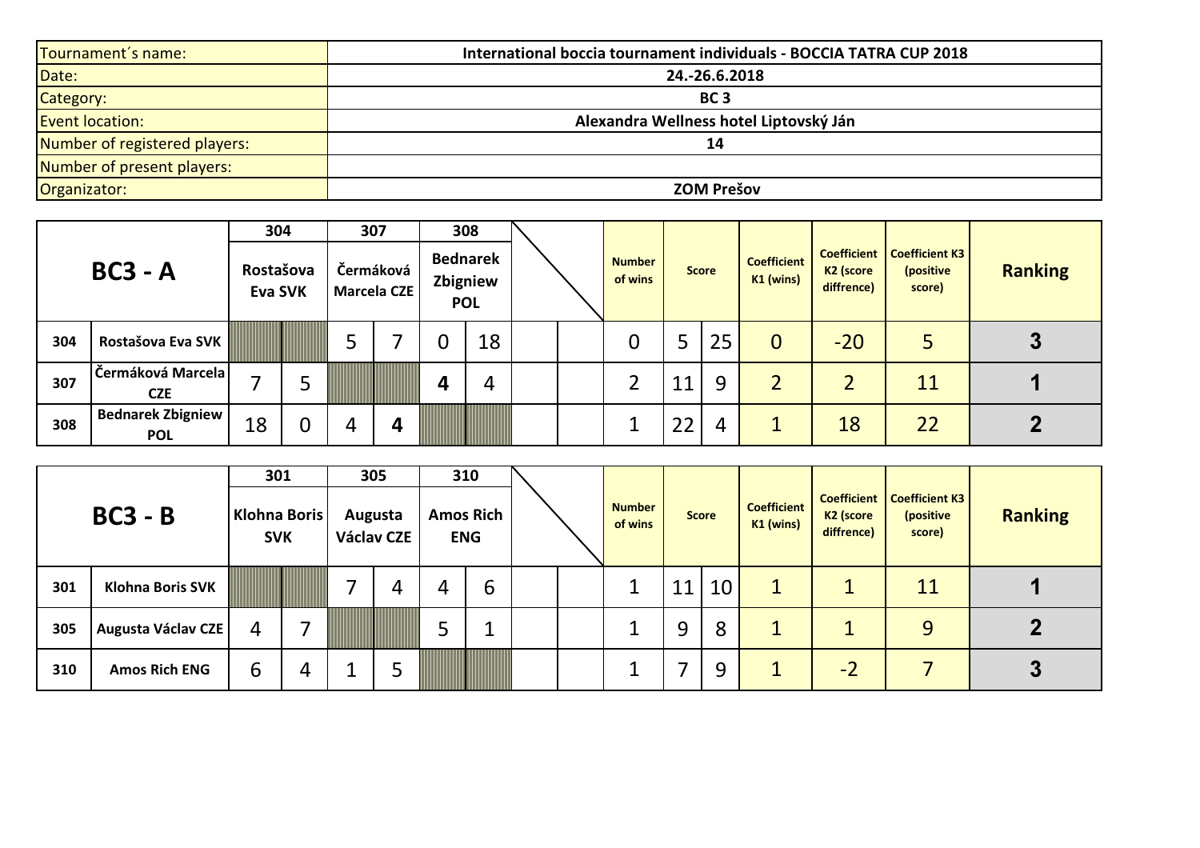| Tournament´s name: | International boccia tournament individuals - BOCCIA TATRA CUP 2018 |
|---|---|
| Date: | 24.-26.6.2018 |
| Category: | BC 3 |
| Event location: | Alexandra Wellness hotel Liptovský Ján |
| Number of registered players: | 14 |
| Number of present players: | |
| Organizator: | ZOM Prešov |

| | | 304 | | 307 | | 308 | | | | | | | | | | |
|---|---|---|---|---|---|---|---|---|---|---|---|---|---|---|---|---|
| **BC3 - A** | | Rostašova Eva SVK | | Čermáková Marcela CZE | | Bednarek Zbigniew POL | | | | Number of wins | Score | | Coefficient K1 (wins) | Coefficient K2 (score diffrence) | Coefficient K3 (positive score) | Ranking |
| 304 | Rostašova Eva SVK | | | 5 | 7 | 0 | 18 | | | 0 | 5 | 25 | 0 | -20 | 5 | **3** |
| 307 | Čermáková Marcela CZE | 7 | 5 | | | **4** | 4 | | | 2 | 11 | 9 | 2 | 2 | 11 | **1** |
| 308 | Bednarek Zbigniew POL | 18 | 0 | 4 | **4** | | | | | 1 | 22 | 4 | 1 | 18 | 22 | **2** |

| | | 301 | | 305 | | 310 | | | | | | | | | | |
|---|---|---|---|---|---|---|---|---|---|---|---|---|---|---|---|---|
| **BC3 - B** | | Klohna Boris SVK | | Augusta Václav CZE | | Amos Rich ENG | | | | Number of wins | Score | | Coefficient K1 (wins) | Coefficient K2 (score diffrence) | Coefficient K3 (positive score) | Ranking |
| 301 | Klohna Boris SVK | | | 7 | 4 | 4 | 6 | | | 1 | 11 | 10 | 1 | 1 | 11 | **1** |
| 305 | Augusta Václav CZE | 4 | 7 | | | 5 | 1 | | | 1 | 9 | 8 | 1 | 1 | 9 | **2** |
| 310 | Amos Rich ENG | 6 | 4 | 1 | 5 | | | | | 1 | 7 | 9 | 1 | -2 | 7 | **3** |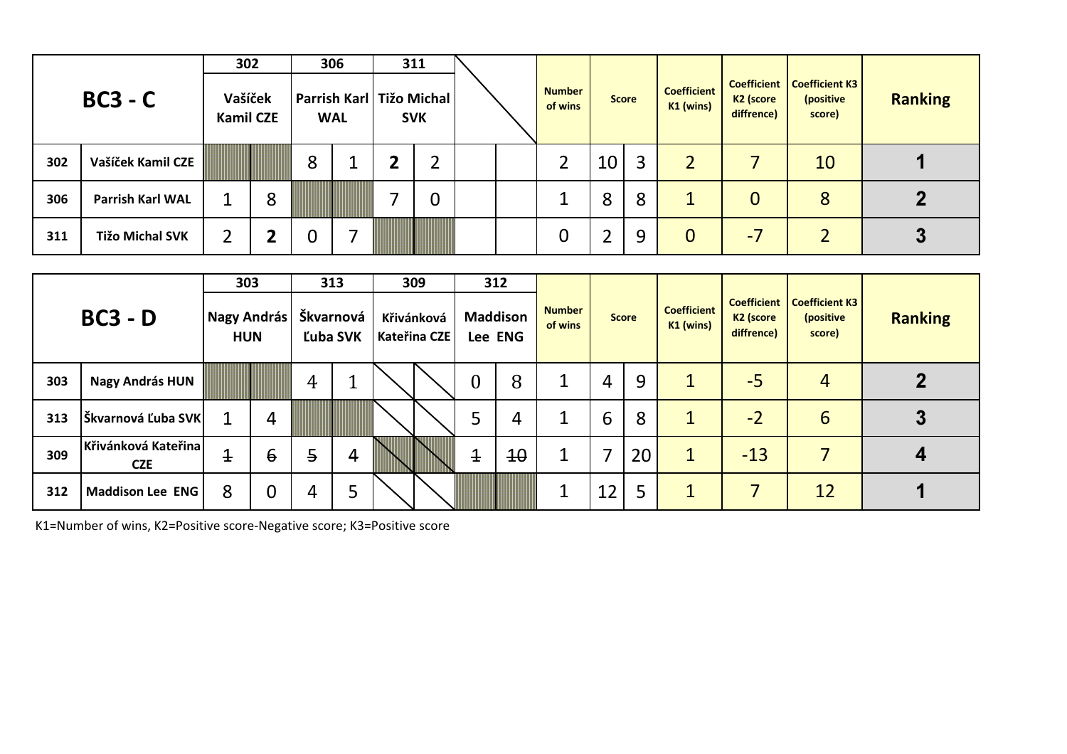| BC3 - C | | 302 Vašíček Kamil CZE | | 306 Parrish Karl WAL | | 311 Tižo Michal SVK | | | | Number of wins | Score | | Coefficient K1 (wins) | Coefficient K2 (score diffrence) | Coefficient K3 (positive score) | Ranking |
|---|---|---|---|---|---|---|---|---|---|---|---|---|---|---|---|---|
| 302 | Vašíček Kamil CZE | | | 8 | 1 | **2** | 2 | | | 2 | 10 | 3 | 2 | 7 | 10 | **1** |
| 306 | Parrish Karl WAL | 1 | 8 | | | 7 | 0 | | | 1 | 8 | 8 | 1 | 0 | 8 | **2** |
| 311 | Tižo Michal SVK | 2 | **2** | 0 | 7 | | | | | 0 | 2 | 9 | 0 | -7 | 2 | **3** |

| BC3 - D | | 303 Nagy András HUN | | 313 Škvarnová Ľuba SVK | | 309 Křivánková Kateřina CZE | | 312 Maddison Lee ENG | | Number of wins | Score | | Coefficient K1 (wins) | Coefficient K2 (score diffrence) | Coefficient K3 (positive score) | Ranking |
|---|---|---|---|---|---|---|---|---|---|---|---|---|---|---|---|---|
| 303 | Nagy András HUN | | | 4 | 1 | | | 0 | 8 | 1 | 4 | 9 | 1 | -5 | 4 | **2** |
| 313 | Škvarnová Ľuba SVK | 1 | 4 | | | | | 5 | 4 | 1 | 6 | 8 | 1 | -2 | 6 | **3** |
| 309 | Křivánková Kateřina CZE | ~~1~~ | ~~6~~ | ~~5~~ | ~~4~~ | | | ~~1~~ | ~~10~~ | 1 | 7 | 20 | 1 | -13 | 7 | **4** |
| 312 | Maddison Lee ENG | 8 | 0 | 4 | 5 | | | | | 1 | 12 | 5 | 1 | 7 | 12 | **1** |

K1=Number of wins, K2=Positive score-Negative score; K3=Positive score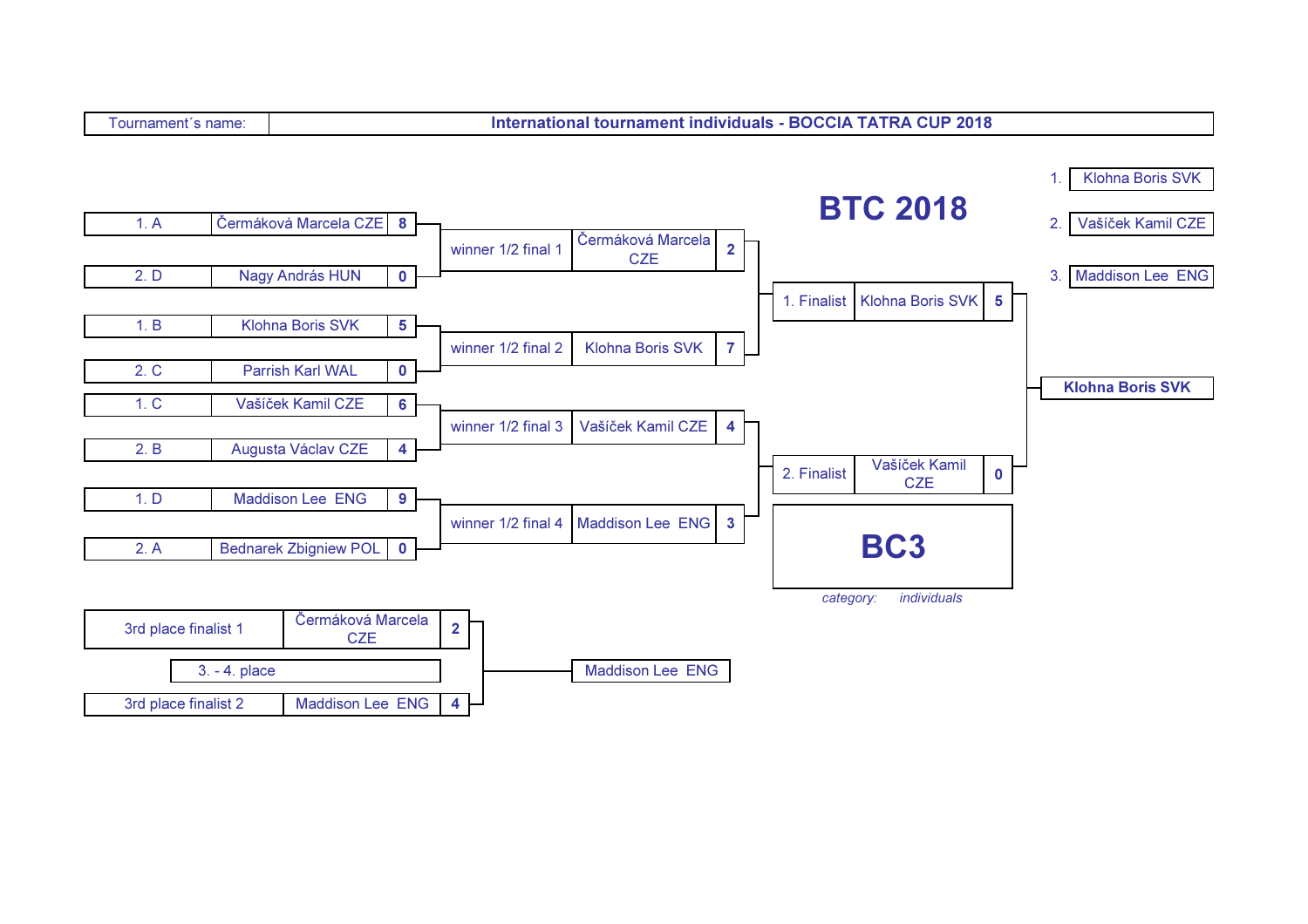| Tournament´s name: | International tournament individuals - BOCCIA TATRA CUP 2018 |
|---|---|

# BTC 2018

| Place | Name |
|---|---|
| 1. | Klohna Boris SVK |
| 2. | Vašíček Kamil CZE |
| 3. | Maddison Lee ENG |

## Quarterfinals

| Seed | Name | Score |
|---|---|---|
| 1. A | Čermáková Marcela CZE | 8 |
| 2. D | Nagy András HUN | 0 |
| 1. B | Klohna Boris SVK | 5 |
| 2. C | Parrish Karl WAL | 0 |
| 1. C | Vašíček Kamil CZE | 6 |
| 2. B | Augusta Václav CZE | 4 |
| 1. D | Maddison Lee ENG | 9 |
| 2. A | Bednarek Zbigniew POL | 0 |

## Semifinals

| | Name | Score |
|---|---|---|
| winner 1/2 final 1 | Čermáková Marcela CZE | 2 |
| winner 1/2 final 2 | Klohna Boris SVK | 7 |
| winner 1/2 final 3 | Vašíček Kamil CZE | 4 |
| winner 1/2 final 4 | Maddison Lee ENG | 3 |

## Final

| | Name | Score |
|---|---|---|
| 1. Finalist | Klohna Boris SVK | 5 |
| 2. Finalist | Vašíček Kamil CZE | 0 |

**Winner: Klohna Boris SVK**

## 3. - 4. place

| | Name | Score |
|---|---|---|
| 3rd place finalist 1 | Čermáková Marcela CZE | 2 |
| 3rd place finalist 2 | Maddison Lee ENG | 4 |

**Winner: Maddison Lee ENG**

# BC3

*category:* *individuals*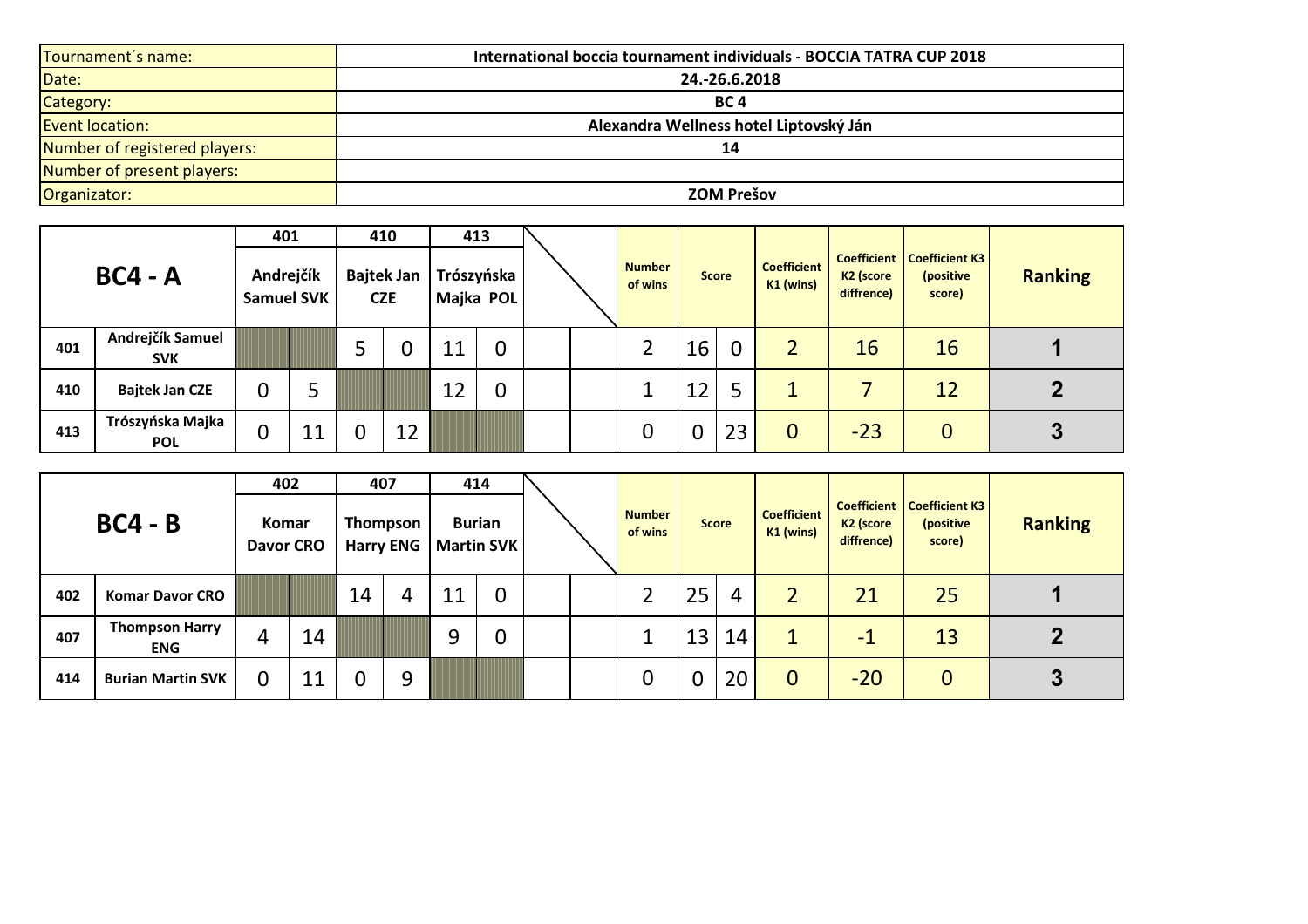| Tournament´s name: | International boccia tournament individuals - BOCCIA TATRA CUP 2018 |
|---|---|
| Date: | 24.-26.6.2018 |
| Category: | BC 4 |
| Event location: | Alexandra Wellness hotel Liptovský Ján |
| Number of registered players: | 14 |
| Number of present players: | |
| Organizator: | ZOM Prešov |

| BC4 - A | | 401 | | 410 | | 413 | | | | Number of wins | Score | | Coefficient K1 (wins) | Coefficient K2 (score diffrence) | Coefficient K3 (positive score) | Ranking |
|---|---|---|---|---|---|---|---|---|---|---|---|---|---|---|---|---|
| | | Andrejčík Samuel SVK | | Bajtek Jan CZE | | Trószyńska Majka POL | | | | | | | | | | |
| 401 | Andrejčík Samuel SVK | | | 5 | 0 | 11 | 0 | | | 2 | 16 | 0 | 2 | 16 | 16 | 1 |
| 410 | Bajtek Jan CZE | 0 | 5 | | | 12 | 0 | | | 1 | 12 | 5 | 1 | 7 | 12 | 2 |
| 413 | Trószyńska Majka POL | 0 | 11 | 0 | 12 | | | | | 0 | 0 | 23 | 0 | -23 | 0 | 3 |

| BC4 - B | | 402 | | 407 | | 414 | | | | Number of wins | Score | | Coefficient K1 (wins) | Coefficient K2 (score diffrence) | Coefficient K3 (positive score) | Ranking |
|---|---|---|---|---|---|---|---|---|---|---|---|---|---|---|---|---|
| | | Komar Davor CRO | | Thompson Harry ENG | | Burian Martin SVK | | | | | | | | | | |
| 402 | Komar Davor CRO | | | 14 | 4 | 11 | 0 | | | 2 | 25 | 4 | 2 | 21 | 25 | 1 |
| 407 | Thompson Harry ENG | 4 | 14 | | | 9 | 0 | | | 1 | 13 | 14 | 1 | -1 | 13 | 2 |
| 414 | Burian Martin SVK | 0 | 11 | 0 | 9 | | | | | 0 | 0 | 20 | 0 | -20 | 0 | 3 |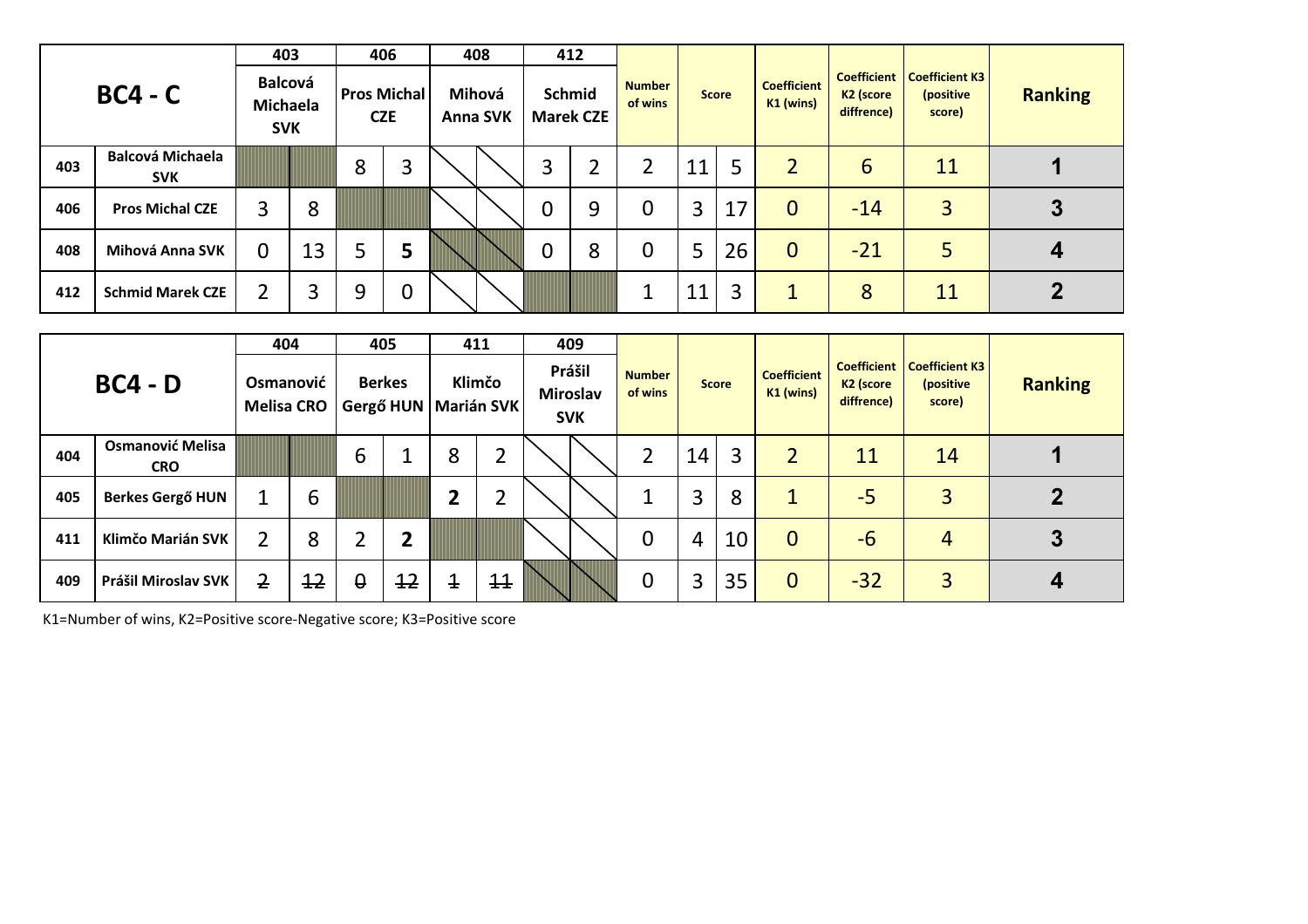| BC4 - C | | 403 Balcová Michaela SVK | | 406 Pros Michal CZE | | 408 Mihová Anna SVK | | 412 Schmid Marek CZE | | Number of wins | Score | | Coefficient K1 (wins) | Coefficient K2 (score diffrence) | Coefficient K3 (positive score) | Ranking |
|---|---|---|---|---|---|---|---|---|---|---|---|---|---|---|---|---|
| 403 | Balcová Michaela SVK | | | 8 | 3 | | | 3 | 2 | 2 | 11 | 5 | 2 | 6 | 11 | 1 |
| 406 | Pros Michal CZE | 3 | 8 | | | | | 0 | 9 | 0 | 3 | 17 | 0 | -14 | 3 | 3 |
| 408 | Mihová Anna SVK | 0 | 13 | 5 | **5** | | | 0 | 8 | 0 | 5 | 26 | 0 | -21 | 5 | 4 |
| 412 | Schmid Marek CZE | 2 | 3 | 9 | 0 | | | | | 1 | 11 | 3 | 1 | 8 | 11 | 2 |

| BC4 - D | | 404 Osmanović Melisa CRO | | 405 Berkes Gergő HUN | | 411 Klimčo Marián SVK | | 409 Prášil Miroslav SVK | | Number of wins | Score | | Coefficient K1 (wins) | Coefficient K2 (score diffrence) | Coefficient K3 (positive score) | Ranking |
|---|---|---|---|---|---|---|---|---|---|---|---|---|---|---|---|---|
| 404 | Osmanović Melisa CRO | | | 6 | 1 | 8 | 2 | | | 2 | 14 | 3 | 2 | 11 | 14 | 1 |
| 405 | Berkes Gergő HUN | 1 | 6 | | | **2** | 2 | | | 1 | 3 | 8 | 1 | -5 | 3 | 2 |
| 411 | Klimčo Marián SVK | 2 | 8 | 2 | **2** | | | | | 0 | 4 | 10 | 0 | -6 | 4 | 3 |
| 409 | Prášil Miroslav SVK | ~~2~~ | ~~12~~ | ~~0~~ | ~~12~~ | ~~1~~ | ~~11~~ | | | 0 | 3 | 35 | 0 | -32 | 3 | 4 |

K1=Number of wins, K2=Positive score-Negative score; K3=Positive score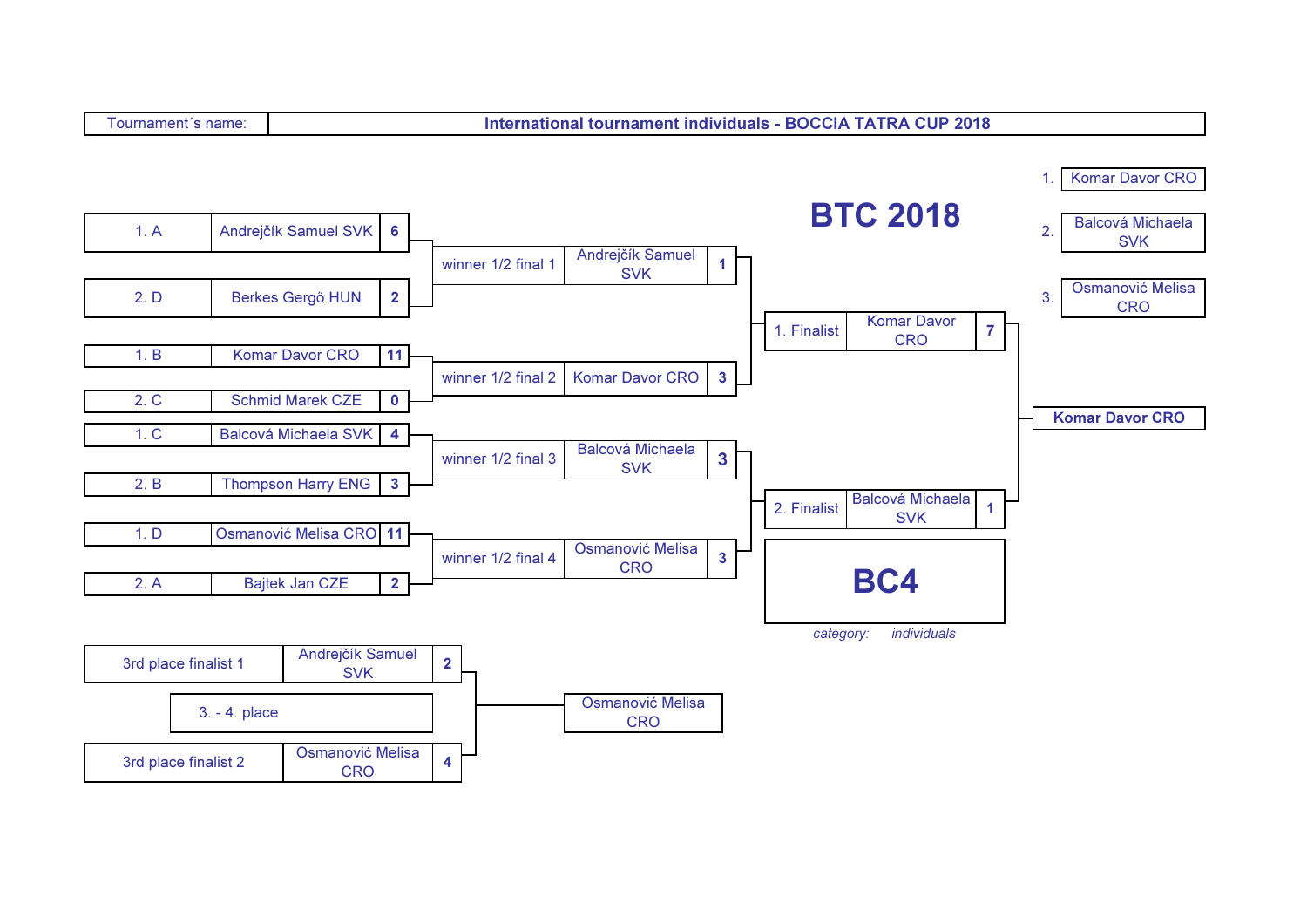| Tournament´s name: | International tournament individuals - BOCCIA TATRA CUP 2018 |
|---|---|

# BTC 2018

1. Komar Davor CRO
2. Balcová Michaela SVK
3. Osmanović Melisa CRO

## Group results

| | | |
|---|---|---|
| 1. A | Andrejčík Samuel SVK | 6 |
| 2. D | Berkes Gergő HUN | 2 |
| 1. B | Komar Davor CRO | 11 |
| 2. C | Schmid Marek CZE | 0 |
| 1. C | Balcová Michaela SVK | 4 |
| 2. B | Thompson Harry ENG | 3 |
| 1. D | Osmanović Melisa CRO | 11 |
| 2. A | Bajtek Jan CZE | 2 |

## Semifinals

| | | |
|---|---|---|
| winner 1/2 final 1 | Andrejčík Samuel SVK | 1 |
| winner 1/2 final 2 | Komar Davor CRO | 3 |
| winner 1/2 final 3 | Balcová Michaela SVK | 3 |
| winner 1/2 final 4 | Osmanović Melisa CRO | 3 |

## Final

| | | |
|---|---|---|
| 1. Finalist | Komar Davor CRO | 7 |
| 2. Finalist | Balcová Michaela SVK | 1 |

**Komar Davor CRO**

# BC4

*category: individuals*

## 3. - 4. place

| | | |
|---|---|---|
| 3rd place finalist 1 | Andrejčík Samuel SVK | 2 |
| 3rd place finalist 2 | Osmanović Melisa CRO | 4 |

Osmanović Melisa CRO